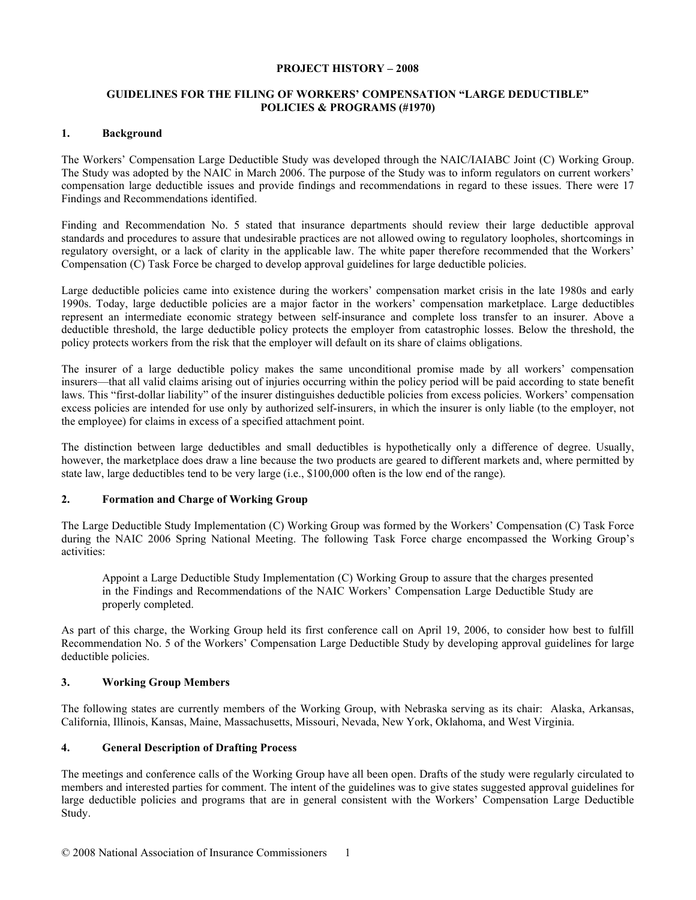**PROJECT HISTORY – 2008**

**GUIDELINES FOR THE FILING OF WORKERS' COMPENSATION "LARGE DEDUCTIBLE" POLICIES & PROGRAMS (#1970)**

## 1. Background

The Workers' Compensation Large Deductible Study was developed through the NAIC/IAIABC Joint (C) Working Group. The Study was adopted by the NAIC in March 2006. The purpose of the Study was to inform regulators on current workers' compensation large deductible issues and provide findings and recommendations in regard to these issues. There were 17 Findings and Recommendations identified.

Finding and Recommendation No. 5 stated that insurance departments should review their large deductible approval standards and procedures to assure that undesirable practices are not allowed owing to regulatory loopholes, shortcomings in regulatory oversight, or a lack of clarity in the applicable law. The white paper therefore recommended that the Workers' Compensation (C) Task Force be charged to develop approval guidelines for large deductible policies.

Large deductible policies came into existence during the workers' compensation market crisis in the late 1980s and early 1990s. Today, large deductible policies are a major factor in the workers' compensation marketplace. Large deductibles represent an intermediate economic strategy between self-insurance and complete loss transfer to an insurer. Above a deductible threshold, the large deductible policy protects the employer from catastrophic losses. Below the threshold, the policy protects workers from the risk that the employer will default on its share of claims obligations.

The insurer of a large deductible policy makes the same unconditional promise made by all workers' compensation insurers—that all valid claims arising out of injuries occurring within the policy period will be paid according to state benefit laws. This "first-dollar liability" of the insurer distinguishes deductible policies from excess policies. Workers' compensation excess policies are intended for use only by authorized self-insurers, in which the insurer is only liable (to the employer, not the employee) for claims in excess of a specified attachment point.

The distinction between large deductibles and small deductibles is hypothetically only a difference of degree. Usually, however, the marketplace does draw a line because the two products are geared to different markets and, where permitted by state law, large deductibles tend to be very large (i.e., $100,000 often is the low end of the range).

## 2. Formation and Charge of Working Group

The Large Deductible Study Implementation (C) Working Group was formed by the Workers' Compensation (C) Task Force during the NAIC 2006 Spring National Meeting. The following Task Force charge encompassed the Working Group's activities:

> Appoint a Large Deductible Study Implementation (C) Working Group to assure that the charges presented in the Findings and Recommendations of the NAIC Workers' Compensation Large Deductible Study are properly completed.

As part of this charge, the Working Group held its first conference call on April 19, 2006, to consider how best to fulfill Recommendation No. 5 of the Workers' Compensation Large Deductible Study by developing approval guidelines for large deductible policies.

## 3. Working Group Members

The following states are currently members of the Working Group, with Nebraska serving as its chair: Alaska, Arkansas, California, Illinois, Kansas, Maine, Massachusetts, Missouri, Nevada, New York, Oklahoma, and West Virginia.

## 4. General Description of Drafting Process

The meetings and conference calls of the Working Group have all been open. Drafts of the study were regularly circulated to members and interested parties for comment. The intent of the guidelines was to give states suggested approval guidelines for large deductible policies and programs that are in general consistent with the Workers' Compensation Large Deductible Study.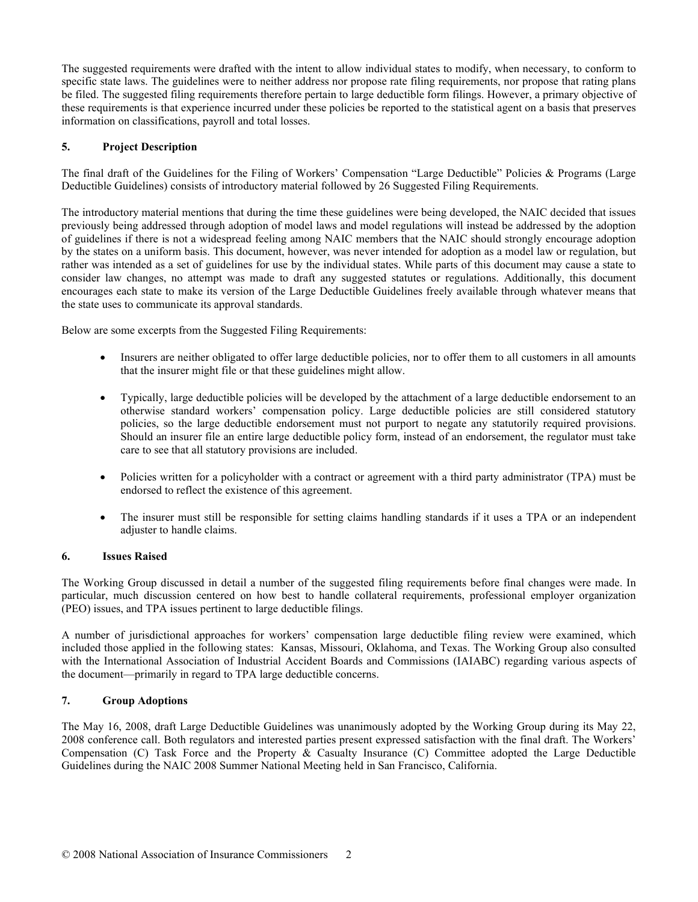The suggested requirements were drafted with the intent to allow individual states to modify, when necessary, to conform to specific state laws. The guidelines were to neither address nor propose rate filing requirements, nor propose that rating plans be filed. The suggested filing requirements therefore pertain to large deductible form filings. However, a primary objective of these requirements is that experience incurred under these policies be reported to the statistical agent on a basis that preserves information on classifications, payroll and total losses.

## 5. Project Description

The final draft of the Guidelines for the Filing of Workers' Compensation "Large Deductible" Policies & Programs (Large Deductible Guidelines) consists of introductory material followed by 26 Suggested Filing Requirements.

The introductory material mentions that during the time these guidelines were being developed, the NAIC decided that issues previously being addressed through adoption of model laws and model regulations will instead be addressed by the adoption of guidelines if there is not a widespread feeling among NAIC members that the NAIC should strongly encourage adoption by the states on a uniform basis. This document, however, was never intended for adoption as a model law or regulation, but rather was intended as a set of guidelines for use by the individual states. While parts of this document may cause a state to consider law changes, no attempt was made to draft any suggested statutes or regulations. Additionally, this document encourages each state to make its version of the Large Deductible Guidelines freely available through whatever means that the state uses to communicate its approval standards.

Below are some excerpts from the Suggested Filing Requirements:

- Insurers are neither obligated to offer large deductible policies, nor to offer them to all customers in all amounts that the insurer might file or that these guidelines might allow.
- Typically, large deductible policies will be developed by the attachment of a large deductible endorsement to an otherwise standard workers' compensation policy. Large deductible policies are still considered statutory policies, so the large deductible endorsement must not purport to negate any statutorily required provisions. Should an insurer file an entire large deductible policy form, instead of an endorsement, the regulator must take care to see that all statutory provisions are included.
- Policies written for a policyholder with a contract or agreement with a third party administrator (TPA) must be endorsed to reflect the existence of this agreement.
- The insurer must still be responsible for setting claims handling standards if it uses a TPA or an independent adjuster to handle claims.

## 6. Issues Raised

The Working Group discussed in detail a number of the suggested filing requirements before final changes were made. In particular, much discussion centered on how best to handle collateral requirements, professional employer organization (PEO) issues, and TPA issues pertinent to large deductible filings.

A number of jurisdictional approaches for workers' compensation large deductible filing review were examined, which included those applied in the following states: Kansas, Missouri, Oklahoma, and Texas. The Working Group also consulted with the International Association of Industrial Accident Boards and Commissions (IAIABC) regarding various aspects of the document—primarily in regard to TPA large deductible concerns.

## 7. Group Adoptions

The May 16, 2008, draft Large Deductible Guidelines was unanimously adopted by the Working Group during its May 22, 2008 conference call. Both regulators and interested parties present expressed satisfaction with the final draft. The Workers' Compensation (C) Task Force and the Property & Casualty Insurance (C) Committee adopted the Large Deductible Guidelines during the NAIC 2008 Summer National Meeting held in San Francisco, California.

© 2008 National Association of Insurance Commissioners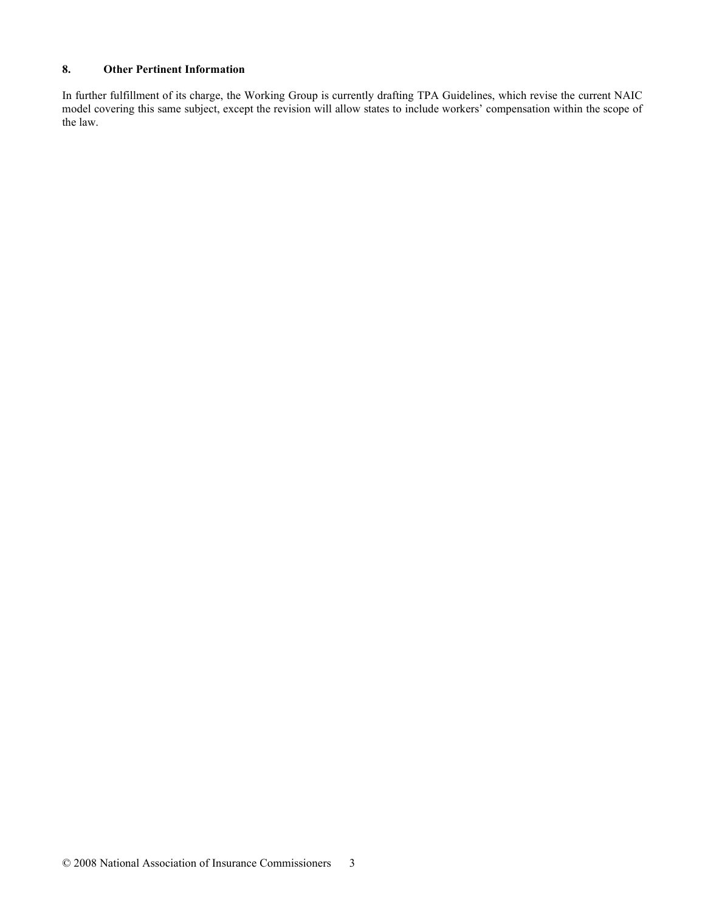## 8. Other Pertinent Information

In further fulfillment of its charge, the Working Group is currently drafting TPA Guidelines, which revise the current NAIC model covering this same subject, except the revision will allow states to include workers' compensation within the scope of the law.